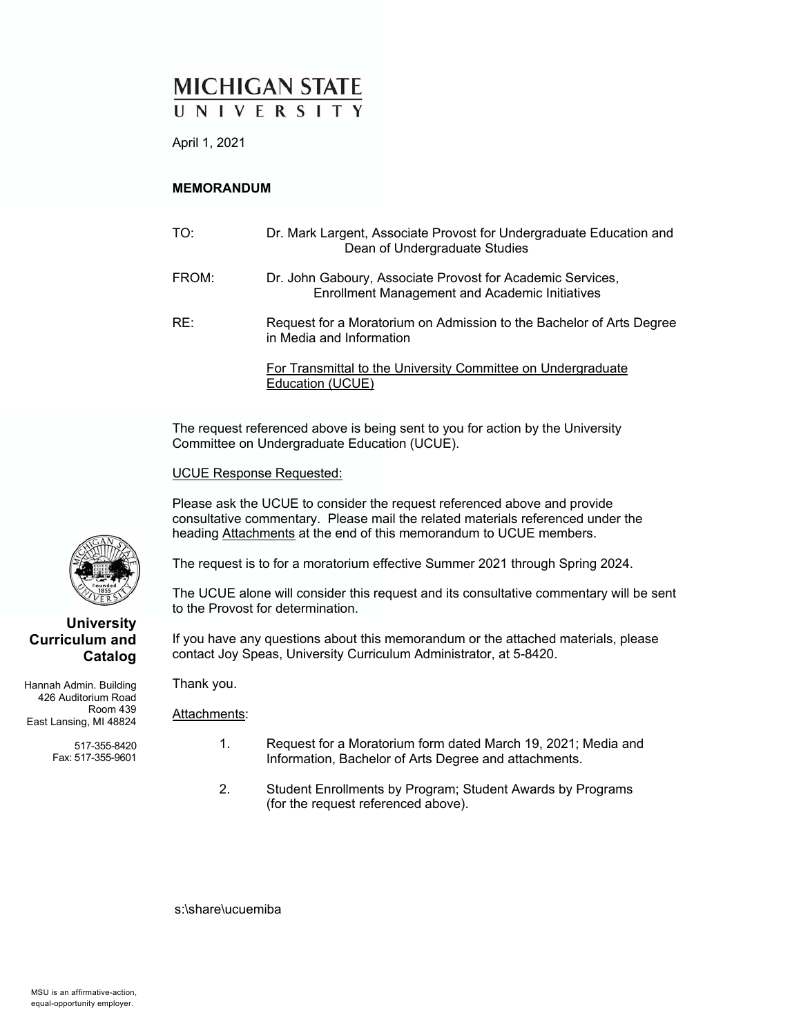# MICHIGAN STATE UNIVERSITY

April 1, 2021

**MEMORANDUM**

TO: Dr. Mark Largent, Associate Provost for Undergraduate Education and Dean of Undergraduate Studies

FROM: Dr. John Gaboury, Associate Provost for Academic Services, Enrollment Management and Academic Initiatives

RE: Request for a Moratorium on Admission to the Bachelor of Arts Degree in Media and Information

For Transmittal to the University Committee on Undergraduate Education (UCUE)

The request referenced above is being sent to you for action by the University Committee on Undergraduate Education (UCUE).

UCUE Response Requested:

Please ask the UCUE to consider the request referenced above and provide consultative commentary. Please mail the related materials referenced under the heading Attachments at the end of this memorandum to UCUE members.

The request is to for a moratorium effective Summer 2021 through Spring 2024.

The UCUE alone will consider this request and its consultative commentary will be sent to the Provost for determination.

If you have any questions about this memorandum or the attached materials, please contact Joy Speas, University Curriculum Administrator, at 5-8420.

Thank you.

Attachments:

1. Request for a Moratorium form dated March 19, 2021; Media and Information, Bachelor of Arts Degree and attachments.

2. Student Enrollments by Program; Student Awards by Programs (for the request referenced above).

s:\share\ucuemiba

**University Curriculum and Catalog**

Hannah Admin. Building
426 Auditorium Road
Room 439
East Lansing, MI 48824

517-355-8420
Fax: 517-355-9601

MSU is an affirmative-action, equal-opportunity employer.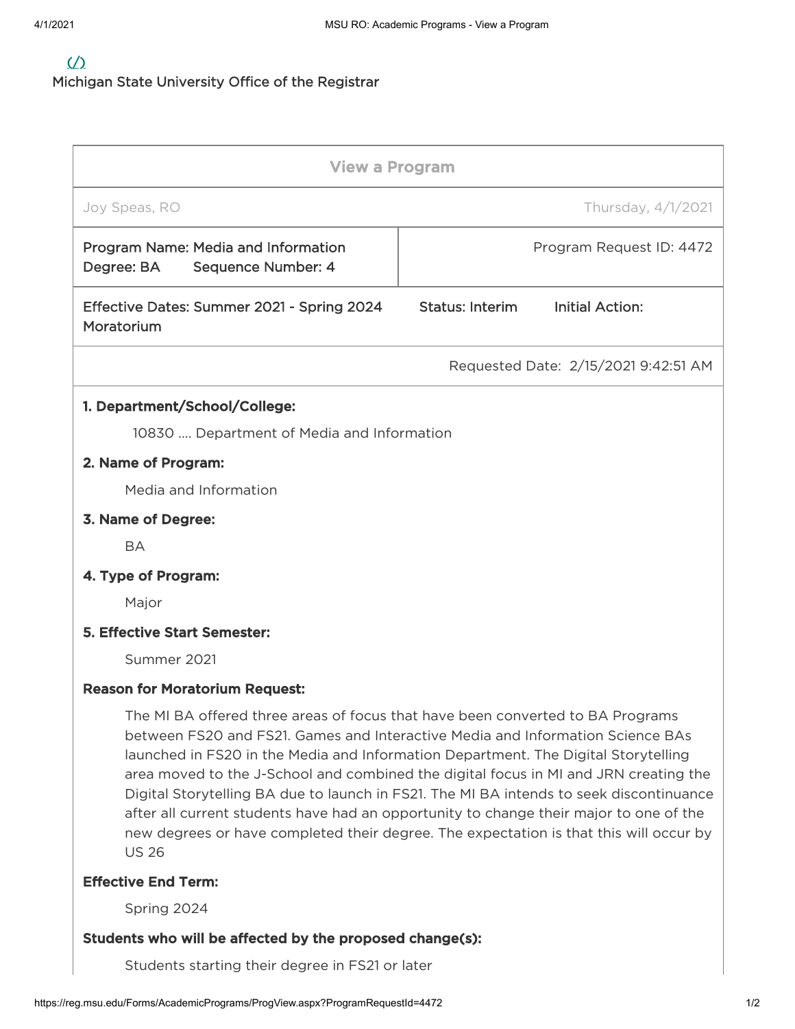Michigan State University Office of the Registrar

| View a Program | |
|---|---|
| Joy Speas, RO | Thursday, 4/1/2021 |
| Program Name: Media and Information<br>Degree: BA Sequence Number: 4 | Program Request ID: 4472 |
| Effective Dates: Summer 2021 - Spring 2024 Status: Interim Initial Action: Moratorium | |
| | Requested Date: 2/15/2021 9:42:51 AM |

**1. Department/School/College:**

10830 .... Department of Media and Information

**2. Name of Program:**

Media and Information

**3. Name of Degree:**

BA

**4. Type of Program:**

Major

**5. Effective Start Semester:**

Summer 2021

**Reason for Moratorium Request:**

The MI BA offered three areas of focus that have been converted to BA Programs between FS20 and FS21. Games and Interactive Media and Information Science BAs launched in FS20 in the Media and Information Department. The Digital Storytelling area moved to the J-School and combined the digital focus in MI and JRN creating the Digital Storytelling BA due to launch in FS21. The MI BA intends to seek discontinuance after all current students have had an opportunity to change their major to one of the new degrees or have completed their degree. The expectation is that this will occur by US 26

**Effective End Term:**

Spring 2024

**Students who will be affected by the proposed change(s):**

Students starting their degree in FS21 or later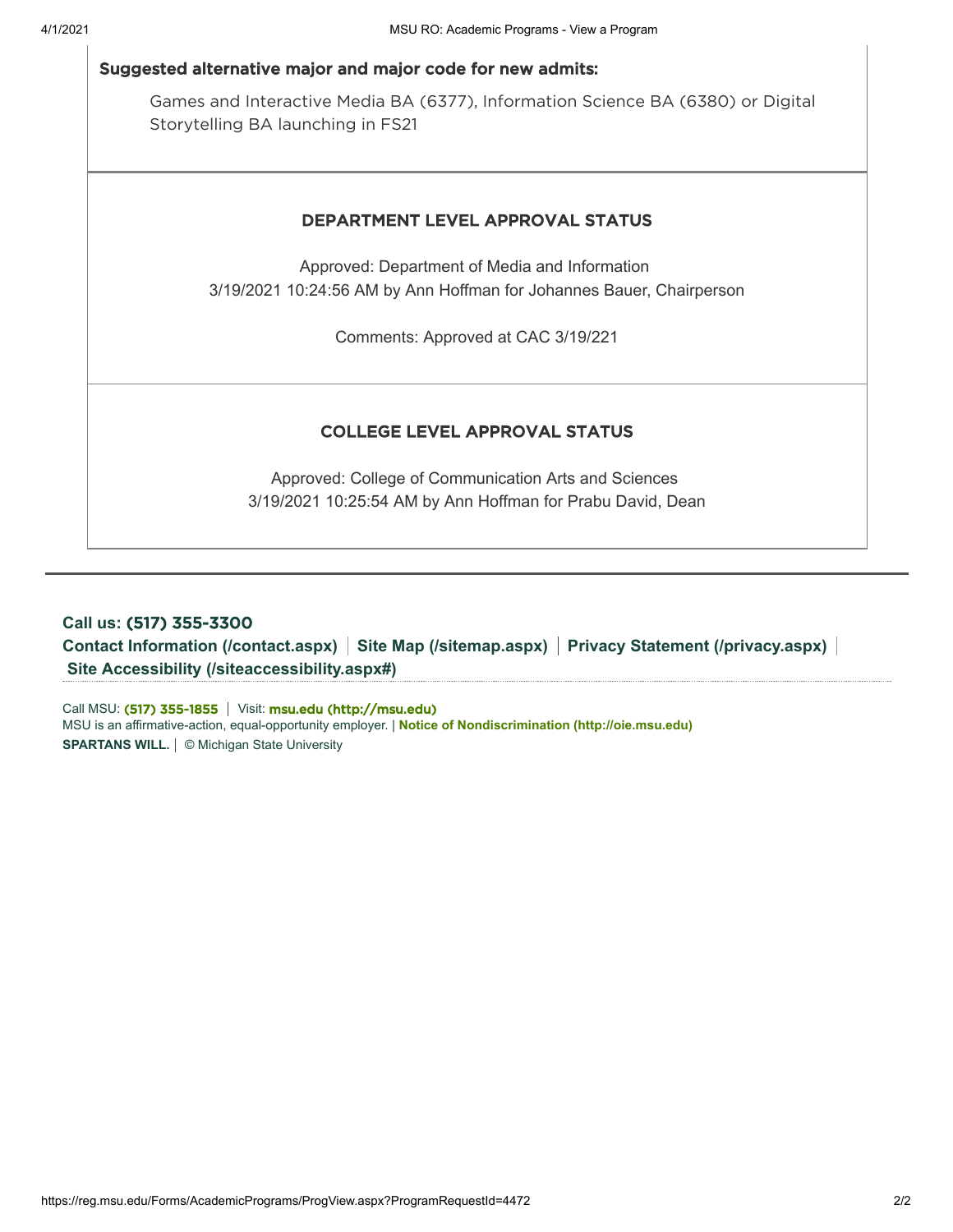**Suggested alternative major and major code for new admits:**

Games and Interactive Media BA (6377), Information Science BA (6380) or Digital Storytelling BA launching in FS21

## DEPARTMENT LEVEL APPROVAL STATUS

Approved: Department of Media and Information
3/19/2021 10:24:56 AM by Ann Hoffman for Johannes Bauer, Chairperson

Comments: Approved at CAC 3/19/221

## COLLEGE LEVEL APPROVAL STATUS

Approved: College of Communication Arts and Sciences
3/19/2021 10:25:54 AM by Ann Hoffman for Prabu David, Dean

**Call us: (517) 355-3300**
**Contact Information (/contact.aspx)** | **Site Map (/sitemap.aspx)** | **Privacy Statement (/privacy.aspx)** | **Site Accessibility (/siteaccessibility.aspx#)**

Call MSU: **(517) 355-1855** | Visit: **msu.edu (http://msu.edu)**
MSU is an affirmative-action, equal-opportunity employer. | **Notice of Nondiscrimination (http://oie.msu.edu)**
**SPARTANS WILL.** | © Michigan State University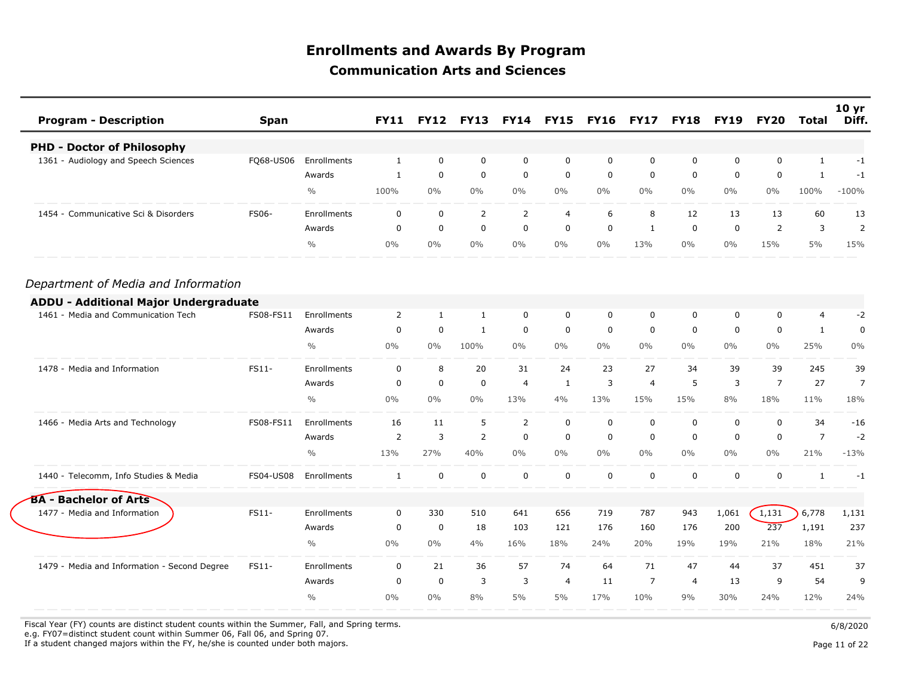# Enrollments and Awards By Program

## Communication Arts and Sciences

| Program - Description | Span | | FY11 | FY12 | FY13 | FY14 | FY15 | FY16 | FY17 | FY18 | FY19 | FY20 | Total | 10 yr Diff. |
|---|---|---|---|---|---|---|---|---|---|---|---|---|---|---|
| **PHD - Doctor of Philosophy** | | | | | | | | | | | | | | |
| 1361 - Audiology and Speech Sciences | FQ68-US06 | Enrollments | 1 | 0 | 0 | 0 | 0 | 0 | 0 | 0 | 0 | 0 | 1 | -1 |
| | | Awards | 1 | 0 | 0 | 0 | 0 | 0 | 0 | 0 | 0 | 0 | 1 | -1 |
| | | % | 100% | 0% | 0% | 0% | 0% | 0% | 0% | 0% | 0% | 0% | 100% | -100% |
| 1454 - Communicative Sci & Disorders | FS06- | Enrollments | 0 | 0 | 2 | 2 | 4 | 6 | 8 | 12 | 13 | 13 | 60 | 13 |
| | | Awards | 0 | 0 | 0 | 0 | 0 | 0 | 1 | 0 | 0 | 2 | 3 | 2 |
| | | % | 0% | 0% | 0% | 0% | 0% | 0% | 13% | 0% | 0% | 15% | 5% | 15% |
| *Department of Media and Information* | | | | | | | | | | | | | | |
| **ADDU - Additional Major Undergraduate** | | | | | | | | | | | | | | |
| 1461 - Media and Communication Tech | FS08-FS11 | Enrollments | 2 | 1 | 1 | 0 | 0 | 0 | 0 | 0 | 0 | 0 | 4 | -2 |
| | | Awards | 0 | 0 | 1 | 0 | 0 | 0 | 0 | 0 | 0 | 0 | 1 | 0 |
| | | % | 0% | 0% | 100% | 0% | 0% | 0% | 0% | 0% | 0% | 0% | 25% | 0% |
| 1478 - Media and Information | FS11- | Enrollments | 0 | 8 | 20 | 31 | 24 | 23 | 27 | 34 | 39 | 39 | 245 | 39 |
| | | Awards | 0 | 0 | 0 | 4 | 1 | 3 | 4 | 5 | 3 | 7 | 27 | 7 |
| | | % | 0% | 0% | 0% | 13% | 4% | 13% | 15% | 15% | 8% | 18% | 11% | 18% |
| 1466 - Media Arts and Technology | FS08-FS11 | Enrollments | 16 | 11 | 5 | 2 | 0 | 0 | 0 | 0 | 0 | 0 | 34 | -16 |
| | | Awards | 2 | 3 | 2 | 0 | 0 | 0 | 0 | 0 | 0 | 0 | 7 | -2 |
| | | % | 13% | 27% | 40% | 0% | 0% | 0% | 0% | 0% | 0% | 0% | 21% | -13% |
| 1440 - Telecomm, Info Studies & Media | FS04-US08 | Enrollments | 1 | 0 | 0 | 0 | 0 | 0 | 0 | 0 | 0 | 0 | 1 | -1 |
| **BA - Bachelor of Arts** | | | | | | | | | | | | | | |
| 1477 - Media and Information | FS11- | Enrollments | 0 | 330 | 510 | 641 | 656 | 719 | 787 | 943 | 1,061 | 1,131 | 6,778 | 1,131 |
| | | Awards | 0 | 0 | 18 | 103 | 121 | 176 | 160 | 176 | 200 | 237 | 1,191 | 237 |
| | | % | 0% | 0% | 4% | 16% | 18% | 24% | 20% | 19% | 19% | 21% | 18% | 21% |
| 1479 - Media and Information - Second Degree | FS11- | Enrollments | 0 | 21 | 36 | 57 | 74 | 64 | 71 | 47 | 44 | 37 | 451 | 37 |
| | | Awards | 0 | 0 | 3 | 3 | 4 | 11 | 7 | 4 | 13 | 9 | 54 | 9 |
| | | % | 0% | 0% | 8% | 5% | 5% | 17% | 10% | 9% | 30% | 24% | 12% | 24% |

Fiscal Year (FY) counts are distinct student counts within the Summer, Fall, and Spring terms.
e.g. FY07=distinct student count within Summer 06, Fall 06, and Spring 07.
If a student changed majors within the FY, he/she is counted under both majors.

6/8/2020